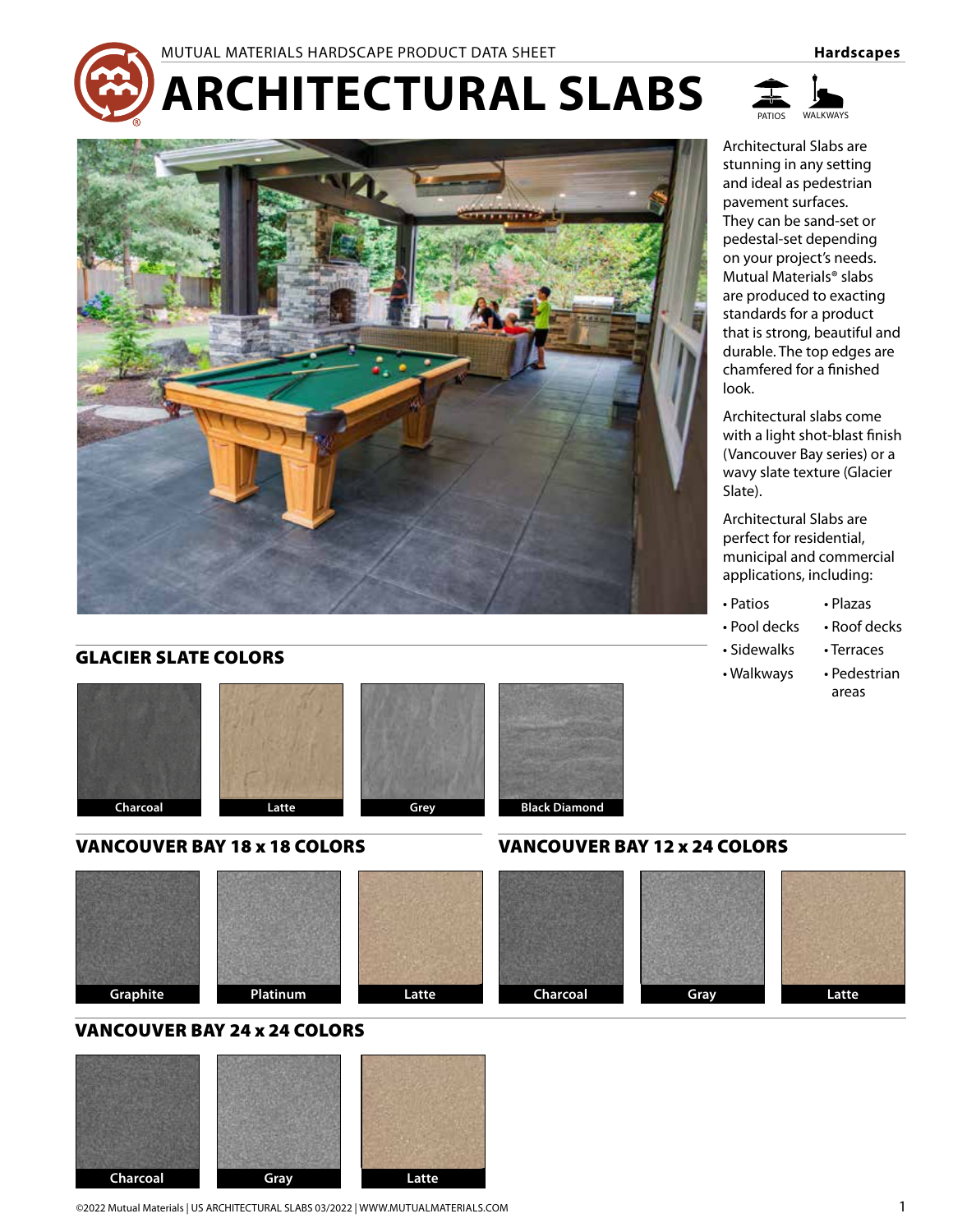MUTUAL MATERIALS HARDSCAPE PRODUCT DATA SHEET

**Hardscapes**

# ARCHITECTURAL SLABS

PATIOS WALKWAYS

Architectural Slabs are stunning in any setting and ideal as pedestrian pavement surfaces. They can be sand-set or pedestal-set depending on your project's needs. Mutual Materials® slabs are produced to exacting standards for a product that is strong, beautiful and durable. The top edges are chamfered for a finished look.

Architectural slabs come with a light shot-blast finish (Vancouver Bay series) or a wavy slate texture (Glacier Slate).

Architectural Slabs are perfect for residential, municipal and commercial applications, including:

- Patios
- Pool decks
- Sidewalks
- Walkways
- Plazas
- Roof decks
- Terraces
- Pedestrian areas

## GLACIER SLATE COLORS

Charcoal | Latte | Grey | Black Diamond

## VANCOUVER BAY 18 x 18 COLORS

Graphite | Platinum | Latte

## VANCOUVER BAY 12 x 24 COLORS

Charcoal | Gray | Latte

## VANCOUVER BAY 24 x 24 COLORS

Charcoal | Gray | Latte

©2022 Mutual Materials | US ARCHITECTURAL SLABS 03/2022 | WWW.MUTUALMATERIALS.COM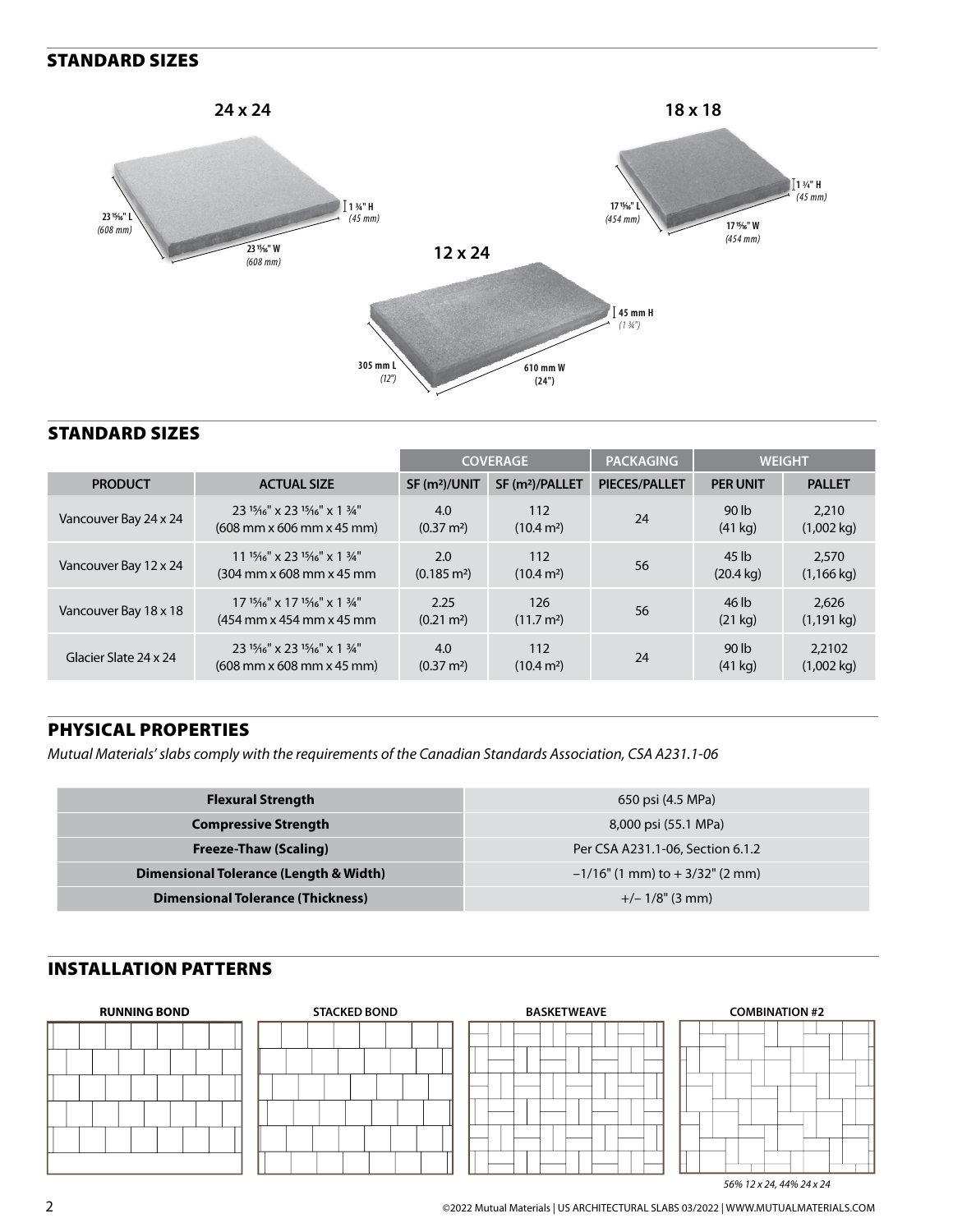## STANDARD SIZES

24 x 24

23 15⁄16" L (608 mm)

23 15⁄16" W (608 mm)

1 ¾" H (45 mm)

18 x 18

17 15⁄16" L (454 mm)

17 15⁄16" W (454 mm)

1 ¾" H (45 mm)

12 x 24

305 mm L (12")

610 mm W (24")

45 mm H (1 ¾")

## STANDARD SIZES

| | | COVERAGE | | PACKAGING | WEIGHT | |
|---|---|---|---|---|---|---|
| PRODUCT | ACTUAL SIZE | SF (m²)/UNIT | SF (m²)/PALLET | PIECES/PALLET | PER UNIT | PALLET |
| Vancouver Bay 24 x 24 | 23 15⁄16" x 23 15⁄16" x 1 ¾" (608 mm x 606 mm x 45 mm) | 4.0 (0.37 m²) | 112 (10.4 m²) | 24 | 90 lb (41 kg) | 2,210 (1,002 kg) |
| Vancouver Bay 12 x 24 | 11 15⁄16" x 23 15⁄16" x 1 ¾" (304 mm x 608 mm x 45 mm | 2.0 (0.185 m²) | 112 (10.4 m²) | 56 | 45 lb (20.4 kg) | 2,570 (1,166 kg) |
| Vancouver Bay 18 x 18 | 17 15⁄16" x 17 15⁄16" x 1 ¾" (454 mm x 454 mm x 45 mm | 2.25 (0.21 m²) | 126 (11.7 m²) | 56 | 46 lb (21 kg) | 2,626 (1,191 kg) |
| Glacier Slate 24 x 24 | 23 15⁄16" x 23 15⁄16" x 1 ¾" (608 mm x 608 mm x 45 mm) | 4.0 (0.37 m²) | 112 (10.4 m²) | 24 | 90 lb (41 kg) | 2,2102 (1,002 kg) |

## PHYSICAL PROPERTIES

*Mutual Materials' slabs comply with the requirements of the Canadian Standards Association, CSA A231.1-06*

| Property | Value |
|---|---|
| **Flexural Strength** | 650 psi (4.5 MPa) |
| **Compressive Strength** | 8,000 psi (55.1 MPa) |
| **Freeze-Thaw (Scaling)** | Per CSA A231.1-06, Section 6.1.2 |
| **Dimensional Tolerance (Length & Width)** | –1/16" (1 mm) to + 3/32" (2 mm) |
| **Dimensional Tolerance (Thickness)** | +/– 1/8" (3 mm) |

## INSTALLATION PATTERNS

RUNNING BOND

STACKED BOND

BASKETWEAVE

COMBINATION #2

*56% 12 x 24, 44% 24 x 24*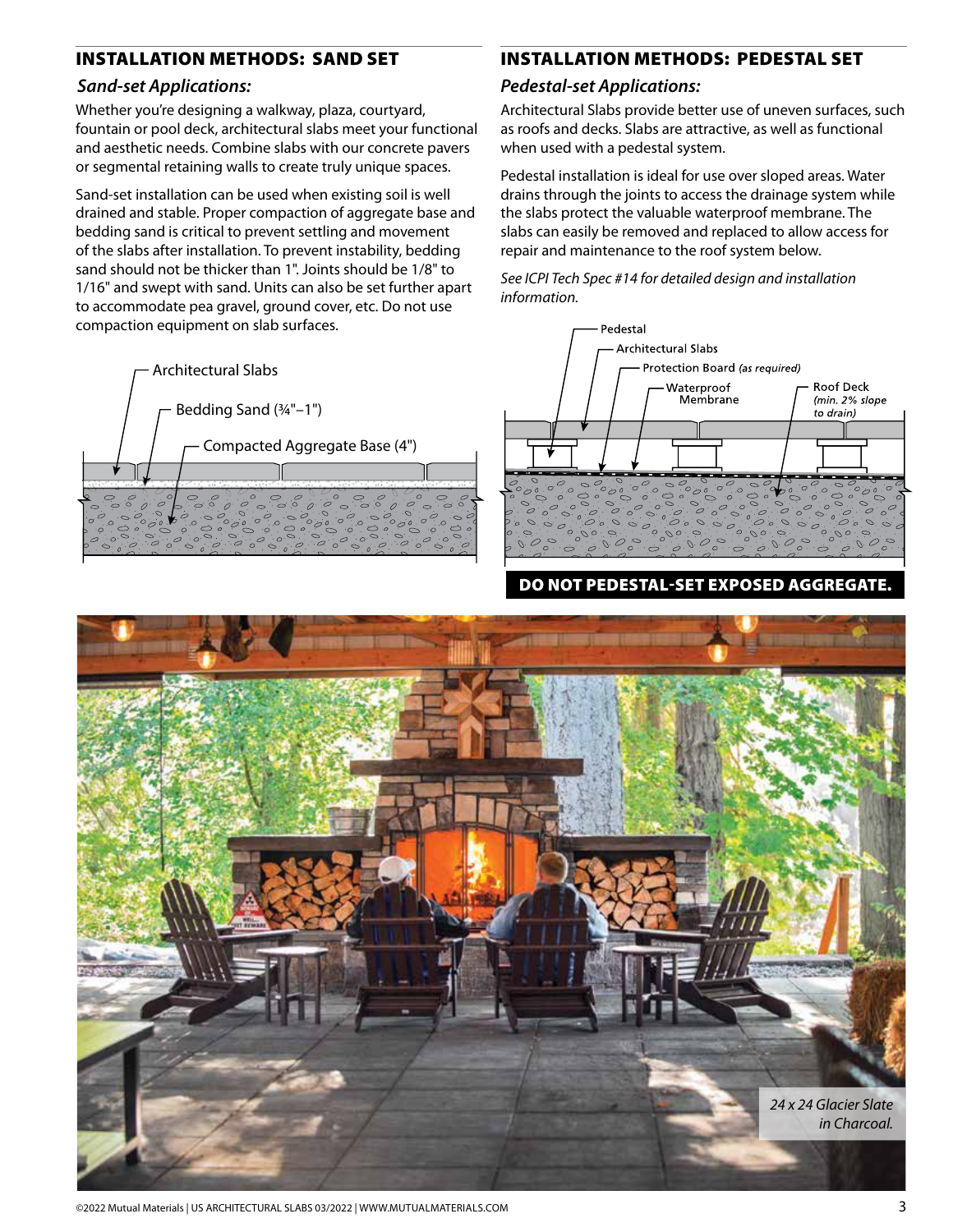## INSTALLATION METHODS: SAND SET

### *Sand-set Applications:*

Whether you're designing a walkway, plaza, courtyard, fountain or pool deck, architectural slabs meet your functional and aesthetic needs. Combine slabs with our concrete pavers or segmental retaining walls to create truly unique spaces.

Sand-set installation can be used when existing soil is well drained and stable. Proper compaction of aggregate base and bedding sand is critical to prevent settling and movement of the slabs after installation. To prevent instability, bedding sand should not be thicker than 1". Joints should be 1/8" to 1/16" and swept with sand. Units can also be set further apart to accommodate pea gravel, ground cover, etc. Do not use compaction equipment on slab surfaces.

Architectural Slabs

Bedding Sand (¾"–1")

Compacted Aggregate Base (4")

## INSTALLATION METHODS: PEDESTAL SET

### *Pedestal-set Applications:*

Architectural Slabs provide better use of uneven surfaces, such as roofs and decks. Slabs are attractive, as well as functional when used with a pedestal system.

Pedestal installation is ideal for use over sloped areas. Water drains through the joints to access the drainage system while the slabs protect the valuable waterproof membrane. The slabs can easily be removed and replaced to allow access for repair and maintenance to the roof system below.

*See ICPI Tech Spec #14 for detailed design and installation information.*

Pedestal

Architectural Slabs

Protection Board *(as required)*

Waterproof Membrane

Roof Deck *(min. 2% slope to drain)*

**DO NOT PEDESTAL-SET EXPOSED AGGREGATE.**

*24 x 24 Glacier Slate in Charcoal.*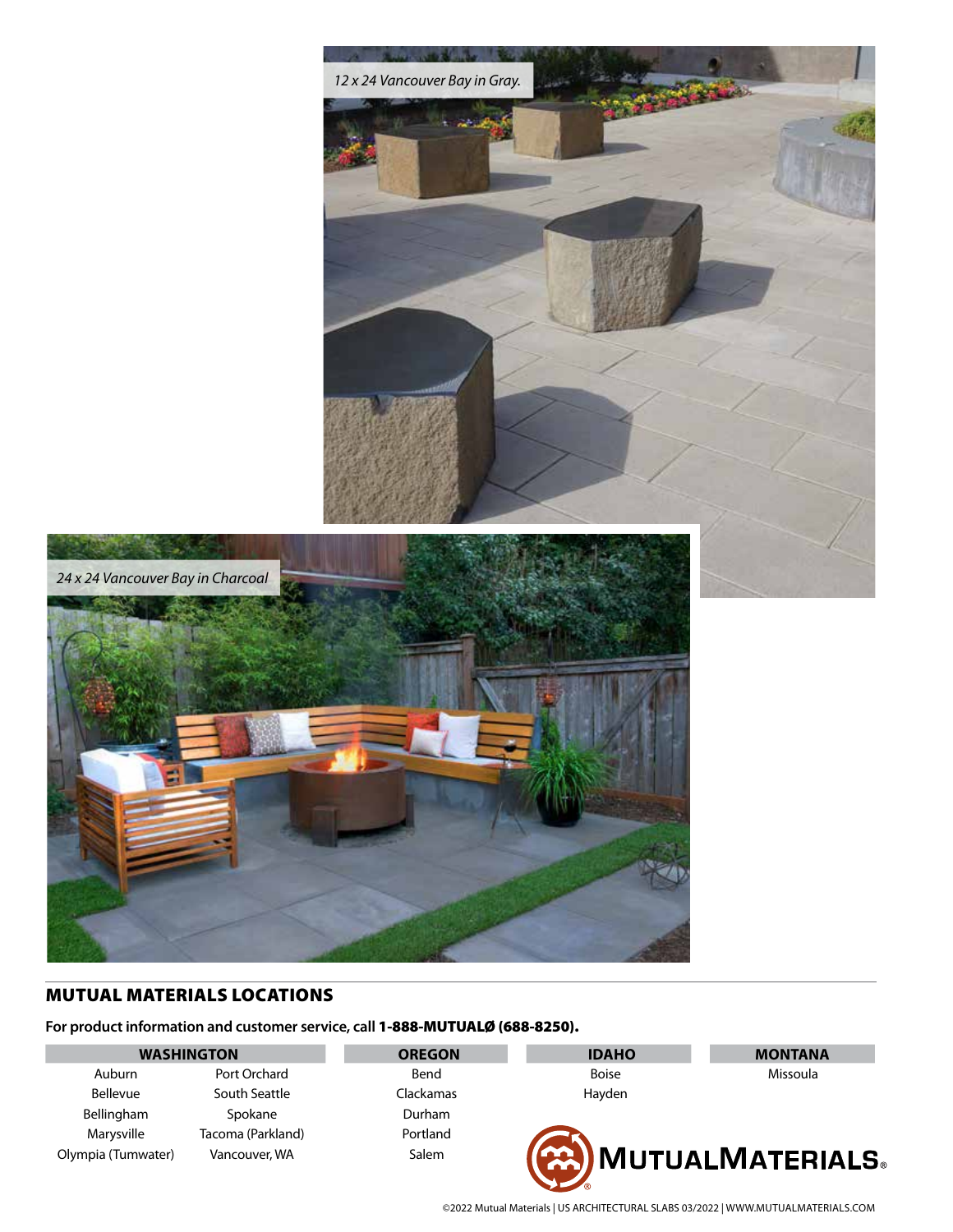*12 x 24 Vancouver Bay in Gray.*

*24 x 24 Vancouver Bay in Charcoal*

## MUTUAL MATERIALS LOCATIONS

**For product information and customer service, call 1-888-MUTUALØ (688-8250).**

| WASHINGTON | | OREGON | IDAHO | MONTANA |
|---|---|---|---|---|
| Auburn | Port Orchard | Bend | Boise | Missoula |
| Bellevue | South Seattle | Clackamas | Hayden | |
| Bellingham | Spokane | Durham | | |
| Marysville | Tacoma (Parkland) | Portland | | |
| Olympia (Tumwater) | Vancouver, WA | Salem | | |

MUTUALMATERIALS®

©2022 Mutual Materials | US ARCHITECTURAL SLABS 03/2022 | WWW.MUTUALMATERIALS.COM